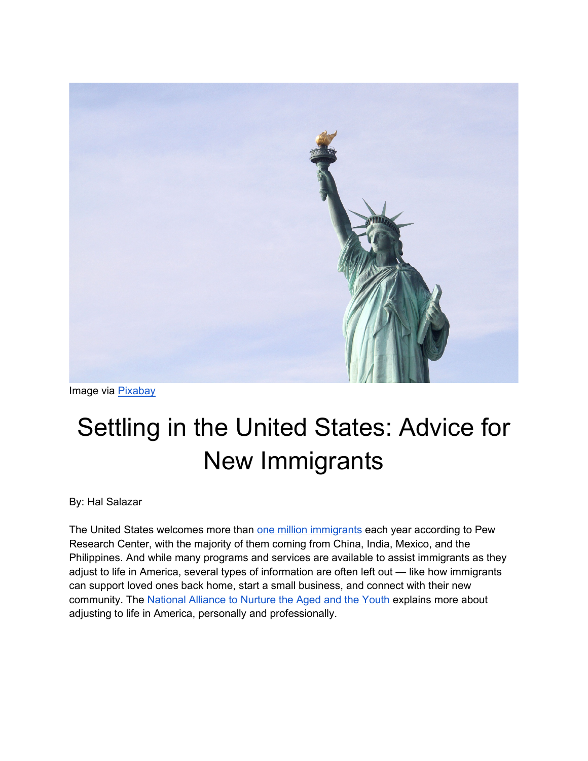Image via Pixabay

# Settling in the United States: Advice for New Immigrants

By: Hal Salazar

The United States welcomes more than one million immigrants each year according to Pew Research Center, with the majority of them coming from China, India, Mexico, and the Philippines. And while many programs and services are available to assist immigrants as they adjust to life in America, several types of information are often left out — like how immigrants can support loved ones back home, start a small business, and connect with their new community. The National Alliance to Nurture the Aged and the Youth explains more about adjusting to life in America, personally and professionally.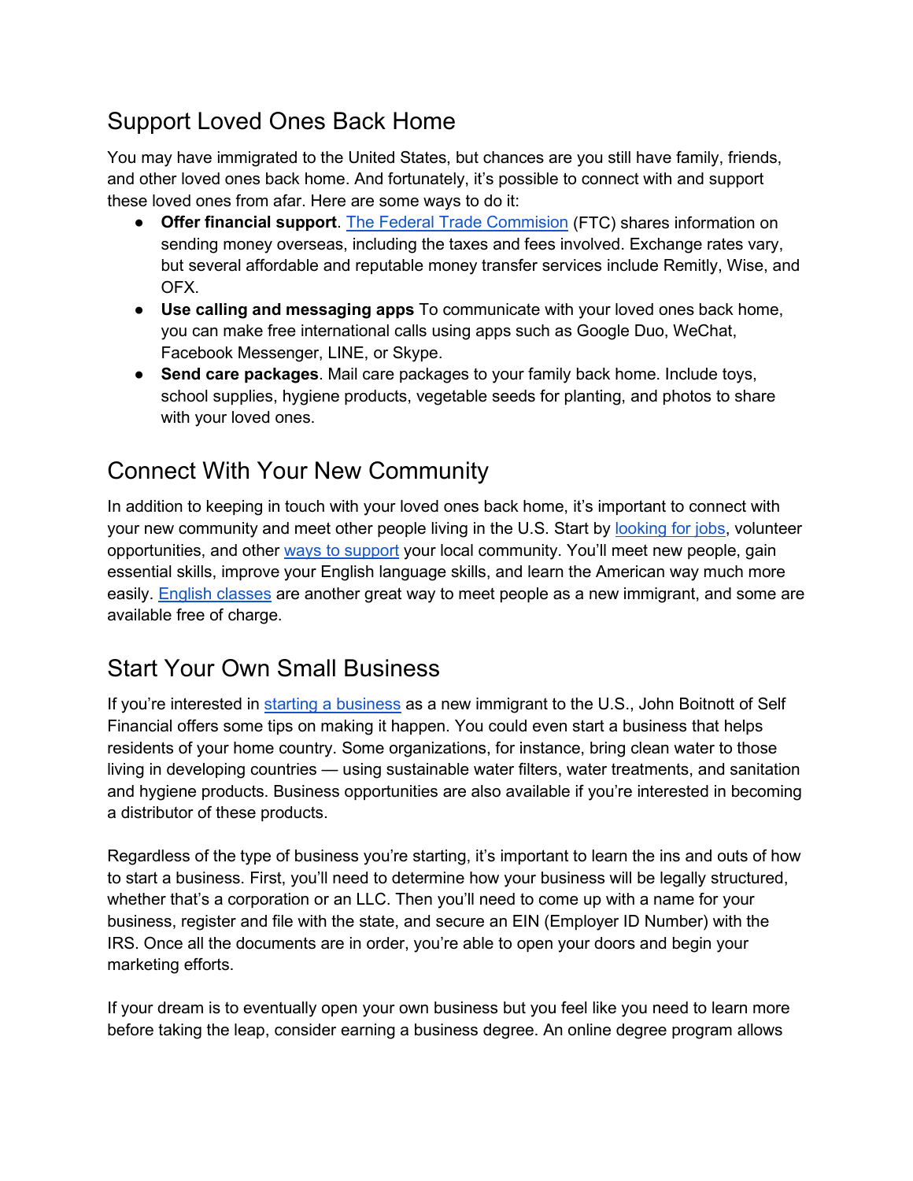## Support Loved Ones Back Home

You may have immigrated to the United States, but chances are you still have family, friends, and other loved ones back home. And fortunately, it's possible to connect with and support these loved ones from afar. Here are some ways to do it:

- **Offer financial support**. The Federal Trade Commision (FTC) shares information on sending money overseas, including the taxes and fees involved. Exchange rates vary, but several affordable and reputable money transfer services include Remitly, Wise, and OFX.
- **Use calling and messaging apps** To communicate with your loved ones back home, you can make free international calls using apps such as Google Duo, WeChat, Facebook Messenger, LINE, or Skype.
- **Send care packages**. Mail care packages to your family back home. Include toys, school supplies, hygiene products, vegetable seeds for planting, and photos to share with your loved ones.

## Connect With Your New Community

In addition to keeping in touch with your loved ones back home, it's important to connect with your new community and meet other people living in the U.S. Start by looking for jobs, volunteer opportunities, and other ways to support your local community. You'll meet new people, gain essential skills, improve your English language skills, and learn the American way much more easily. English classes are another great way to meet people as a new immigrant, and some are available free of charge.

## Start Your Own Small Business

If you're interested in starting a business as a new immigrant to the U.S., John Boitnott of Self Financial offers some tips on making it happen. You could even start a business that helps residents of your home country. Some organizations, for instance, bring clean water to those living in developing countries — using sustainable water filters, water treatments, and sanitation and hygiene products. Business opportunities are also available if you're interested in becoming a distributor of these products.

Regardless of the type of business you're starting, it's important to learn the ins and outs of how to start a business. First, you'll need to determine how your business will be legally structured, whether that's a corporation or an LLC. Then you'll need to come up with a name for your business, register and file with the state, and secure an EIN (Employer ID Number) with the IRS. Once all the documents are in order, you're able to open your doors and begin your marketing efforts.

If your dream is to eventually open your own business but you feel like you need to learn more before taking the leap, consider earning a business degree. An online degree program allows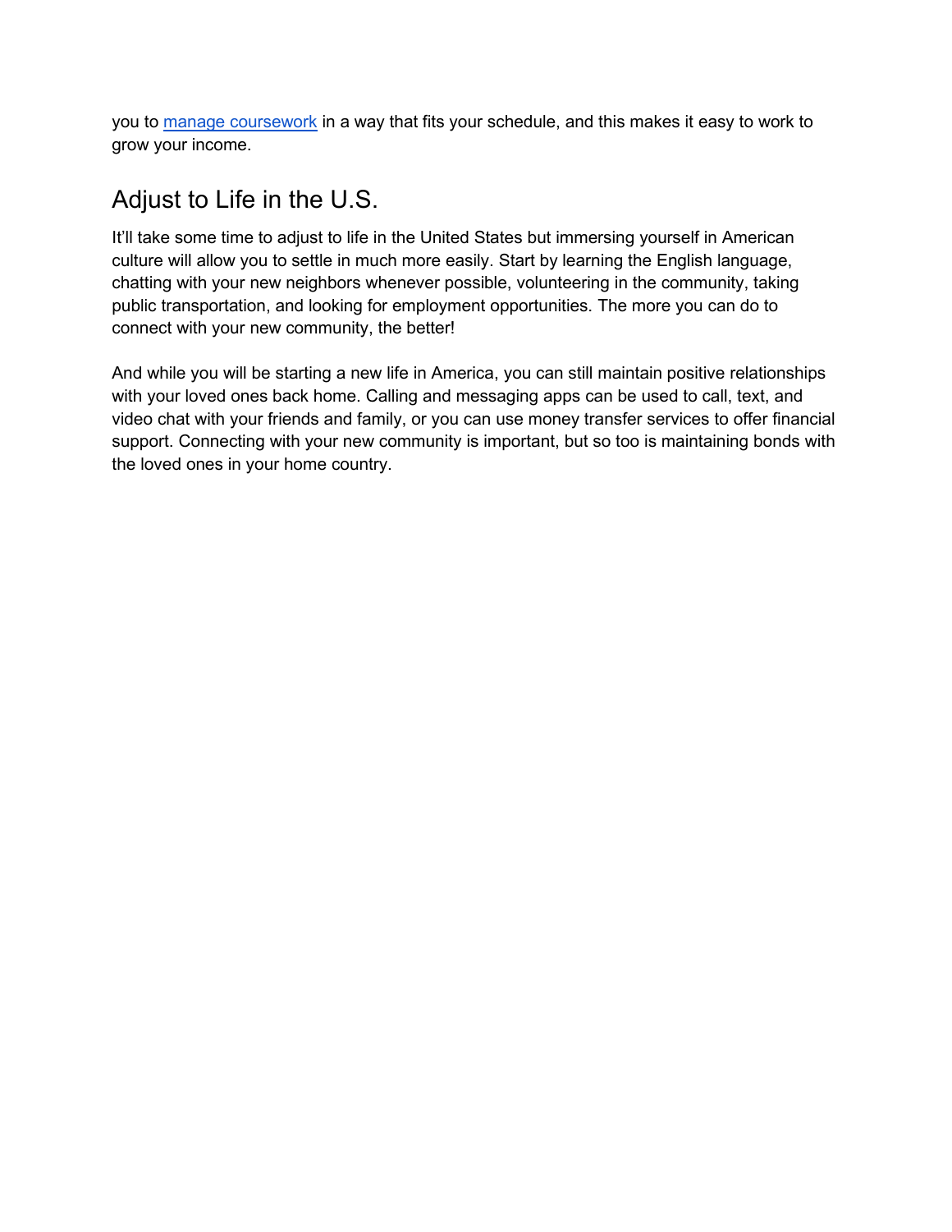you to [manage coursework]() in a way that fits your schedule, and this makes it easy to work to grow your income.

## Adjust to Life in the U.S.

It'll take some time to adjust to life in the United States but immersing yourself in American culture will allow you to settle in much more easily. Start by learning the English language, chatting with your new neighbors whenever possible, volunteering in the community, taking public transportation, and looking for employment opportunities. The more you can do to connect with your new community, the better!

And while you will be starting a new life in America, you can still maintain positive relationships with your loved ones back home. Calling and messaging apps can be used to call, text, and video chat with your friends and family, or you can use money transfer services to offer financial support. Connecting with your new community is important, but so too is maintaining bonds with the loved ones in your home country.